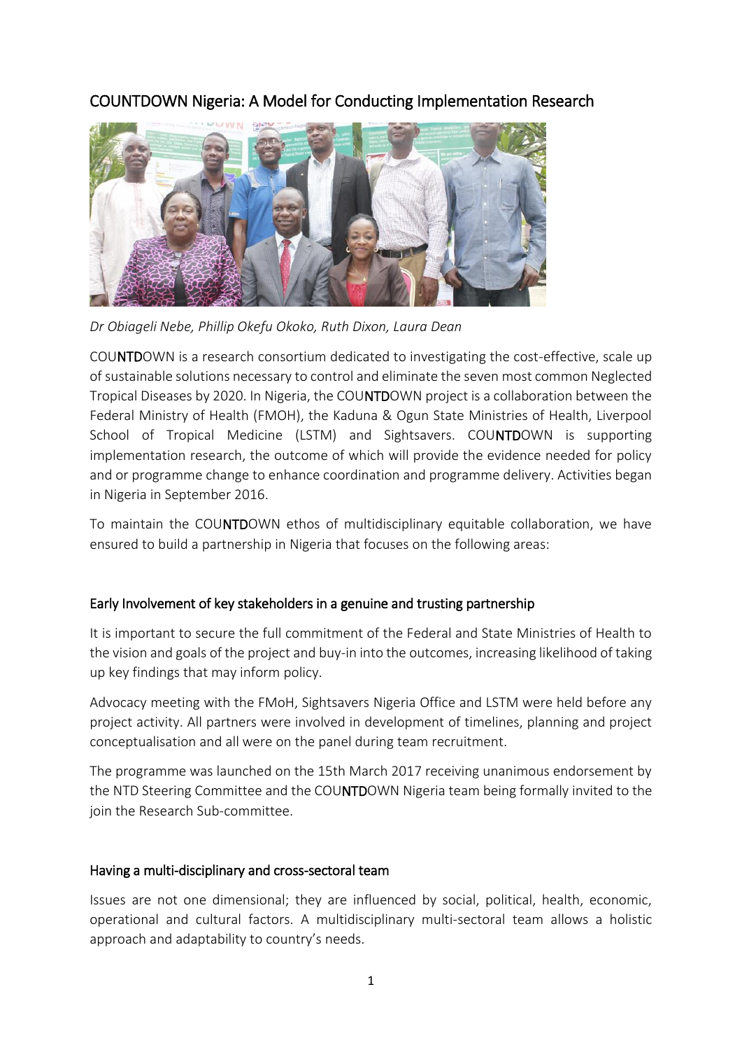# COUNTDOWN Nigeria: A Model for Conducting Implementation Research

*Dr Obiageli Nebe, Phillip Okefu Okoko, Ruth Dixon, Laura Dean*

COU**NTD**OWN is a research consortium dedicated to investigating the cost-effective, scale up of sustainable solutions necessary to control and eliminate the seven most common Neglected Tropical Diseases by 2020. In Nigeria, the COU**NTD**OWN project is a collaboration between the Federal Ministry of Health (FMOH), the Kaduna & Ogun State Ministries of Health, Liverpool School of Tropical Medicine (LSTM) and Sightsavers. COU**NTD**OWN is supporting implementation research, the outcome of which will provide the evidence needed for policy and or programme change to enhance coordination and programme delivery. Activities began in Nigeria in September 2016.

To maintain the COU**NTD**OWN ethos of multidisciplinary equitable collaboration, we have ensured to build a partnership in Nigeria that focuses on the following areas:

## Early Involvement of key stakeholders in a genuine and trusting partnership

It is important to secure the full commitment of the Federal and State Ministries of Health to the vision and goals of the project and buy-in into the outcomes, increasing likelihood of taking up key findings that may inform policy.

Advocacy meeting with the FMoH, Sightsavers Nigeria Office and LSTM were held before any project activity. All partners were involved in development of timelines, planning and project conceptualisation and all were on the panel during team recruitment.

The programme was launched on the 15th March 2017 receiving unanimous endorsement by the NTD Steering Committee and the COU**NTD**OWN Nigeria team being formally invited to the join the Research Sub-committee.

## Having a multi-disciplinary and cross-sectoral team

Issues are not one dimensional; they are influenced by social, political, health, economic, operational and cultural factors. A multidisciplinary multi-sectoral team allows a holistic approach and adaptability to country's needs.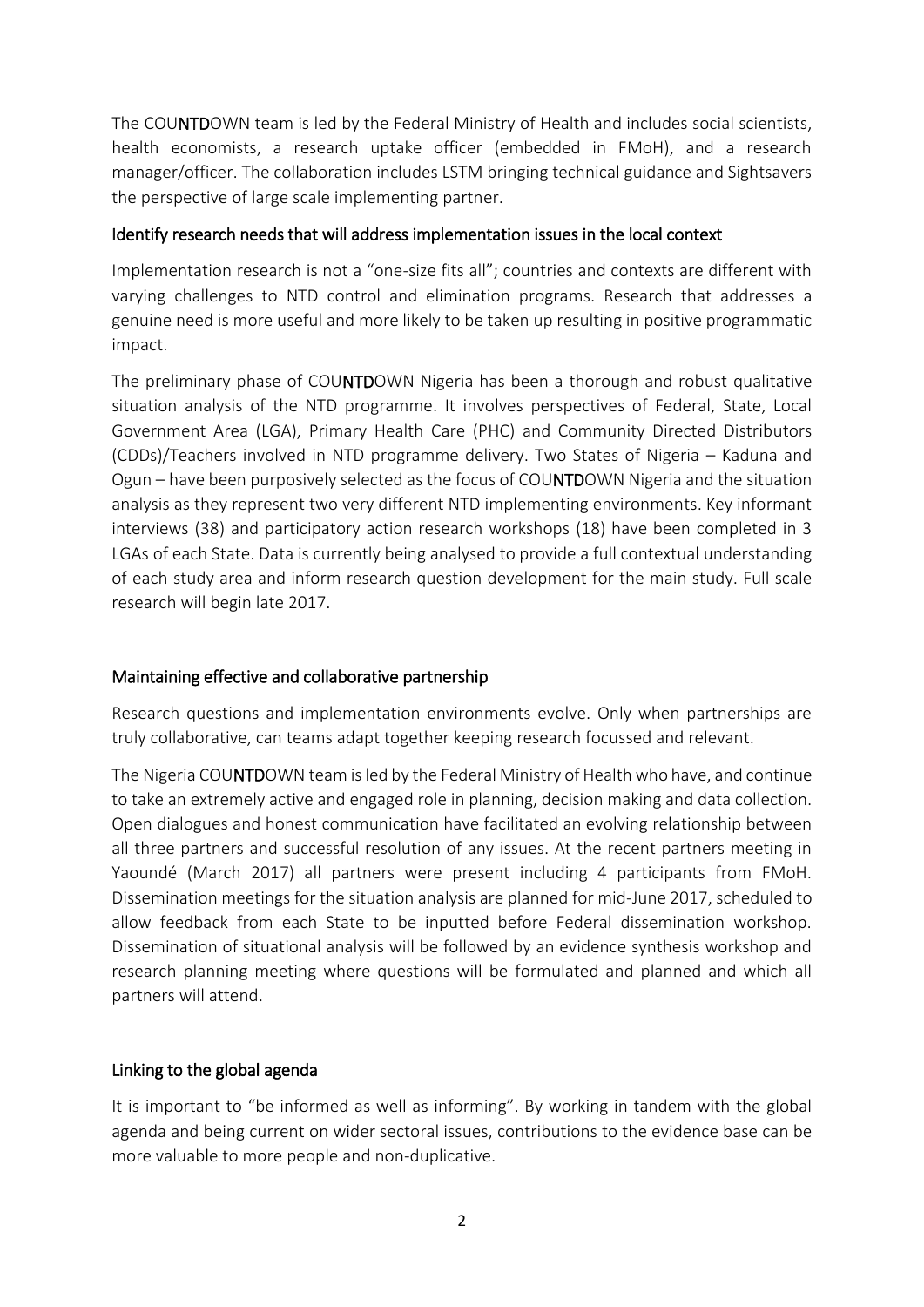The COUNTDOWN team is led by the Federal Ministry of Health and includes social scientists, health economists, a research uptake officer (embedded in FMoH), and a research manager/officer. The collaboration includes LSTM bringing technical guidance and Sightsavers the perspective of large scale implementing partner.

## Identify research needs that will address implementation issues in the local context

Implementation research is not a "one-size fits all"; countries and contexts are different with varying challenges to NTD control and elimination programs. Research that addresses a genuine need is more useful and more likely to be taken up resulting in positive programmatic impact.

The preliminary phase of COUNTDOWN Nigeria has been a thorough and robust qualitative situation analysis of the NTD programme. It involves perspectives of Federal, State, Local Government Area (LGA), Primary Health Care (PHC) and Community Directed Distributors (CDDs)/Teachers involved in NTD programme delivery. Two States of Nigeria – Kaduna and Ogun – have been purposively selected as the focus of COUNTDOWN Nigeria and the situation analysis as they represent two very different NTD implementing environments. Key informant interviews (38) and participatory action research workshops (18) have been completed in 3 LGAs of each State. Data is currently being analysed to provide a full contextual understanding of each study area and inform research question development for the main study. Full scale research will begin late 2017.

## Maintaining effective and collaborative partnership

Research questions and implementation environments evolve. Only when partnerships are truly collaborative, can teams adapt together keeping research focussed and relevant.

The Nigeria COUNTDOWN team is led by the Federal Ministry of Health who have, and continue to take an extremely active and engaged role in planning, decision making and data collection. Open dialogues and honest communication have facilitated an evolving relationship between all three partners and successful resolution of any issues. At the recent partners meeting in Yaoundé (March 2017) all partners were present including 4 participants from FMoH. Dissemination meetings for the situation analysis are planned for mid-June 2017, scheduled to allow feedback from each State to be inputted before Federal dissemination workshop. Dissemination of situational analysis will be followed by an evidence synthesis workshop and research planning meeting where questions will be formulated and planned and which all partners will attend.

## Linking to the global agenda

It is important to "be informed as well as informing". By working in tandem with the global agenda and being current on wider sectoral issues, contributions to the evidence base can be more valuable to more people and non-duplicative.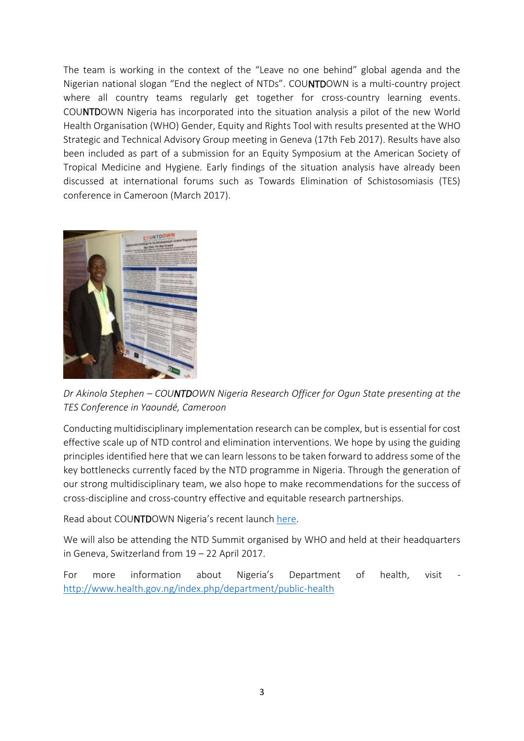The team is working in the context of the "Leave no one behind" global agenda and the Nigerian national slogan "End the neglect of NTDs". COU**NTD**OWN is a multi-country project where all country teams regularly get together for cross-country learning events. COU**NTD**OWN Nigeria has incorporated into the situation analysis a pilot of the new World Health Organisation (WHO) Gender, Equity and Rights Tool with results presented at the WHO Strategic and Technical Advisory Group meeting in Geneva (17th Feb 2017). Results have also been included as part of a submission for an Equity Symposium at the American Society of Tropical Medicine and Hygiene. Early findings of the situation analysis have already been discussed at international forums such as Towards Elimination of Schistosomiasis (TES) conference in Cameroon (March 2017).

*Dr Akinola Stephen – COU**NTD**OWN Nigeria Research Officer for Ogun State presenting at the TES Conference in Yaoundé, Cameroon*

Conducting multidisciplinary implementation research can be complex, but is essential for cost effective scale up of NTD control and elimination interventions. We hope by using the guiding principles identified here that we can learn lessons to be taken forward to address some of the key bottlenecks currently faced by the NTD programme in Nigeria. Through the generation of our strong multidisciplinary team, we also hope to make recommendations for the success of cross-discipline and cross-country effective and equitable research partnerships.

Read about COU**NTD**OWN Nigeria's recent launch [here](#).

We will also be attending the NTD Summit organised by WHO and held at their headquarters in Geneva, Switzerland from 19 – 22 April 2017.

For more information about Nigeria's Department of health, visit - [http://www.health.gov.ng/index.php/department/public-health](http://www.health.gov.ng/index.php/department/public-health)